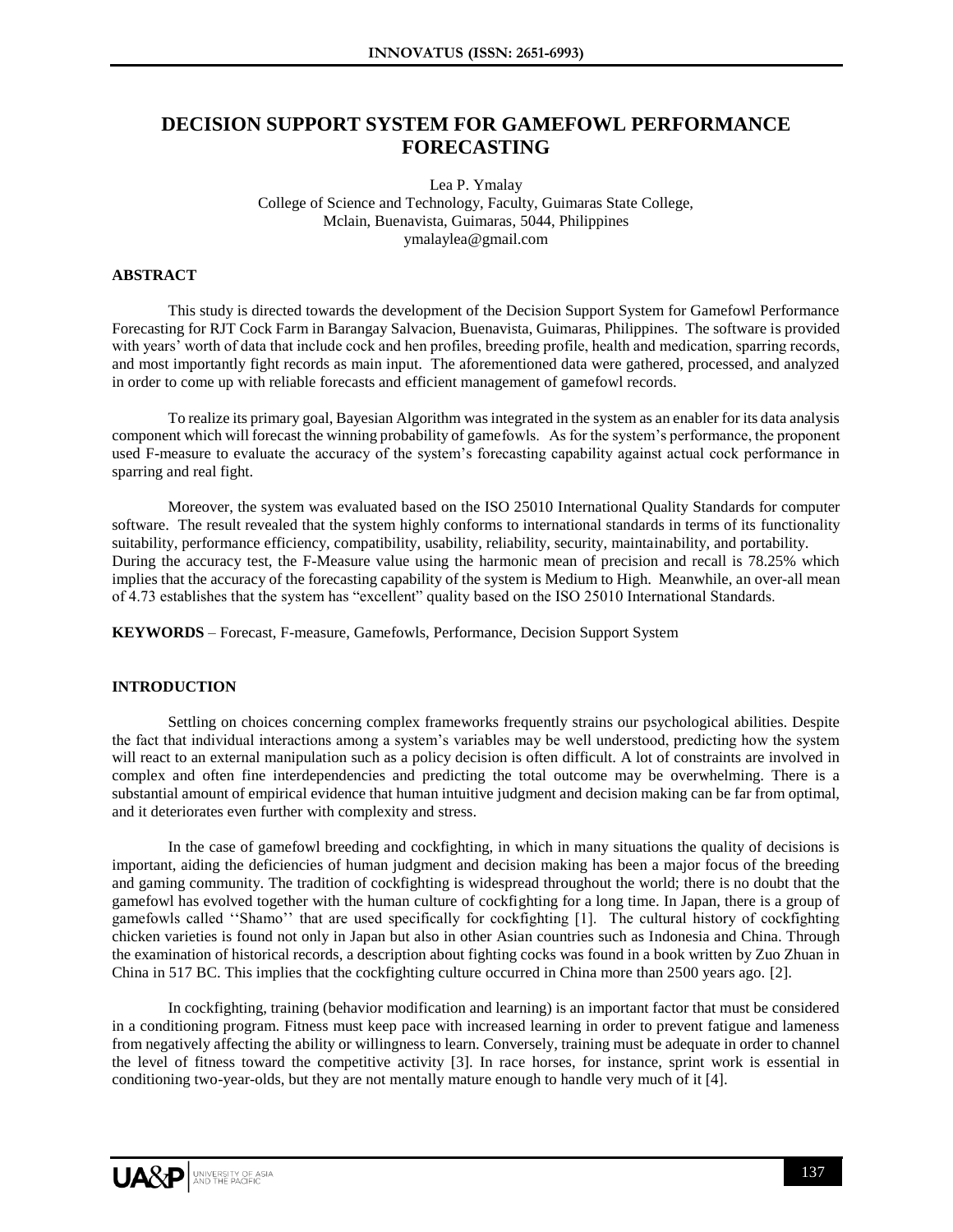# DECISION SUPPORT SYSTEM FOR GAMEFOWL PERFORMANCE FORECASTING

Lea P. Ymalay
College of Science and Technology, Faculty, Guimaras State College,
Mclain, Buenavista, Guimaras, 5044, Philippines
ymalaylea@gmail.com

## ABSTRACT

This study is directed towards the development of the Decision Support System for Gamefowl Performance Forecasting for RJT Cock Farm in Barangay Salvacion, Buenavista, Guimaras, Philippines. The software is provided with years' worth of data that include cock and hen profiles, breeding profile, health and medication, sparring records, and most importantly fight records as main input. The aforementioned data were gathered, processed, and analyzed in order to come up with reliable forecasts and efficient management of gamefowl records.

To realize its primary goal, Bayesian Algorithm was integrated in the system as an enabler for its data analysis component which will forecast the winning probability of gamefowls. As for the system's performance, the proponent used F-measure to evaluate the accuracy of the system's forecasting capability against actual cock performance in sparring and real fight.

Moreover, the system was evaluated based on the ISO 25010 International Quality Standards for computer software. The result revealed that the system highly conforms to international standards in terms of its functionality suitability, performance efficiency, compatibility, usability, reliability, security, maintainability, and portability. During the accuracy test, the F-Measure value using the harmonic mean of precision and recall is 78.25% which implies that the accuracy of the forecasting capability of the system is Medium to High. Meanwhile, an over-all mean of 4.73 establishes that the system has "excellent" quality based on the ISO 25010 International Standards.

**KEYWORDS** – Forecast, F-measure, Gamefowls, Performance, Decision Support System

## INTRODUCTION

Settling on choices concerning complex frameworks frequently strains our psychological abilities. Despite the fact that individual interactions among a system's variables may be well understood, predicting how the system will react to an external manipulation such as a policy decision is often difficult. A lot of constraints are involved in complex and often fine interdependencies and predicting the total outcome may be overwhelming. There is a substantial amount of empirical evidence that human intuitive judgment and decision making can be far from optimal, and it deteriorates even further with complexity and stress.

In the case of gamefowl breeding and cockfighting, in which in many situations the quality of decisions is important, aiding the deficiencies of human judgment and decision making has been a major focus of the breeding and gaming community. The tradition of cockfighting is widespread throughout the world; there is no doubt that the gamefowl has evolved together with the human culture of cockfighting for a long time. In Japan, there is a group of gamefowls called ''Shamo'' that are used specifically for cockfighting [1]. The cultural history of cockfighting chicken varieties is found not only in Japan but also in other Asian countries such as Indonesia and China. Through the examination of historical records, a description about fighting cocks was found in a book written by Zuo Zhuan in China in 517 BC. This implies that the cockfighting culture occurred in China more than 2500 years ago. [2].

In cockfighting, training (behavior modification and learning) is an important factor that must be considered in a conditioning program. Fitness must keep pace with increased learning in order to prevent fatigue and lameness from negatively affecting the ability or willingness to learn. Conversely, training must be adequate in order to channel the level of fitness toward the competitive activity [3]. In race horses, for instance, sprint work is essential in conditioning two-year-olds, but they are not mentally mature enough to handle very much of it [4].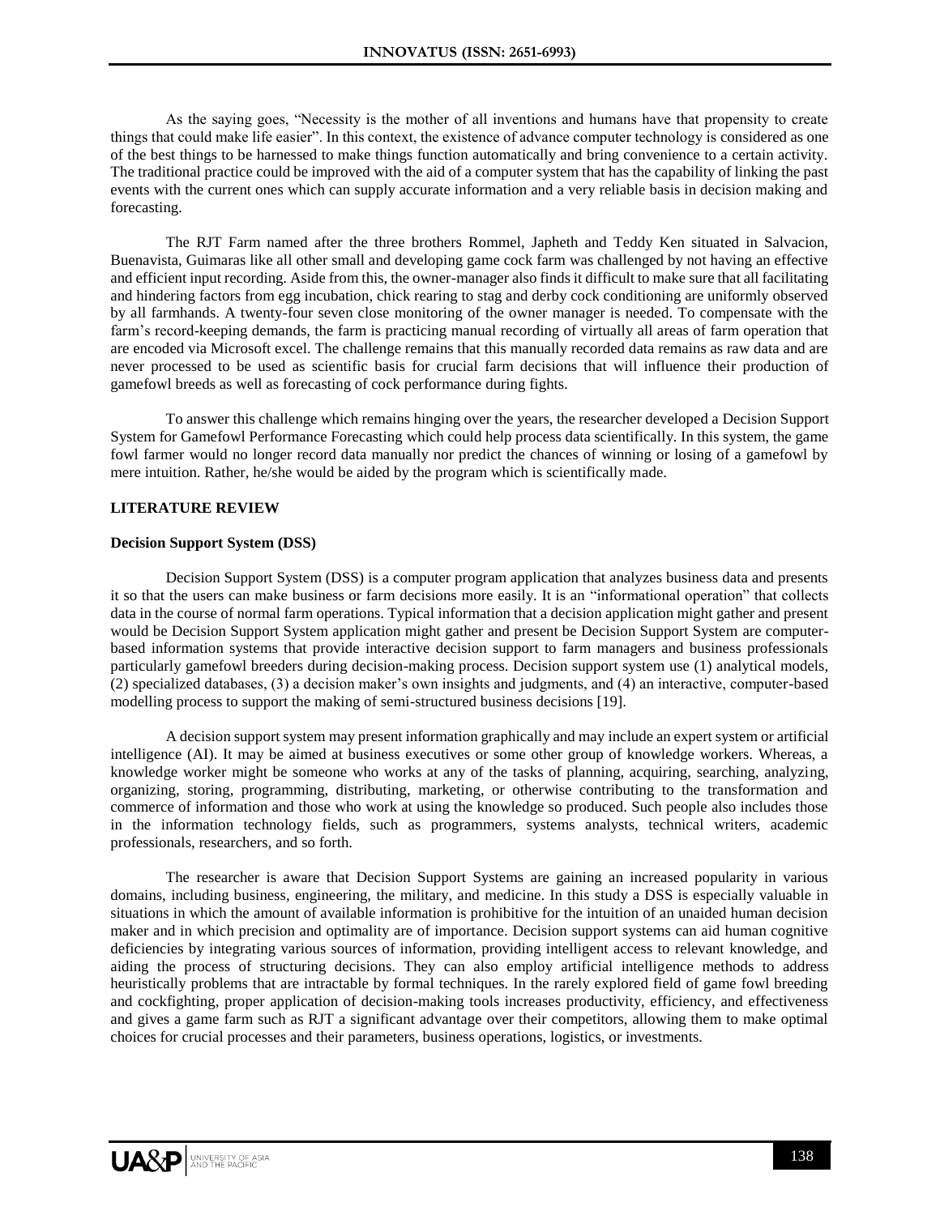As the saying goes, "Necessity is the mother of all inventions and humans have that propensity to create things that could make life easier". In this context, the existence of advance computer technology is considered as one of the best things to be harnessed to make things function automatically and bring convenience to a certain activity. The traditional practice could be improved with the aid of a computer system that has the capability of linking the past events with the current ones which can supply accurate information and a very reliable basis in decision making and forecasting.

The RJT Farm named after the three brothers Rommel, Japheth and Teddy Ken situated in Salvacion, Buenavista, Guimaras like all other small and developing game cock farm was challenged by not having an effective and efficient input recording. Aside from this, the owner-manager also finds it difficult to make sure that all facilitating and hindering factors from egg incubation, chick rearing to stag and derby cock conditioning are uniformly observed by all farmhands. A twenty-four seven close monitoring of the owner manager is needed. To compensate with the farm's record-keeping demands, the farm is practicing manual recording of virtually all areas of farm operation that are encoded via Microsoft excel. The challenge remains that this manually recorded data remains as raw data and are never processed to be used as scientific basis for crucial farm decisions that will influence their production of gamefowl breeds as well as forecasting of cock performance during fights.

To answer this challenge which remains hinging over the years, the researcher developed a Decision Support System for Gamefowl Performance Forecasting which could help process data scientifically. In this system, the game fowl farmer would no longer record data manually nor predict the chances of winning or losing of a gamefowl by mere intuition. Rather, he/she would be aided by the program which is scientifically made.

## LITERATURE REVIEW

### Decision Support System (DSS)

Decision Support System (DSS) is a computer program application that analyzes business data and presents it so that the users can make business or farm decisions more easily. It is an "informational operation" that collects data in the course of normal farm operations. Typical information that a decision application might gather and present would be Decision Support System application might gather and present be Decision Support System are computer-based information systems that provide interactive decision support to farm managers and business professionals particularly gamefowl breeders during decision-making process. Decision support system use (1) analytical models, (2) specialized databases, (3) a decision maker's own insights and judgments, and (4) an interactive, computer-based modelling process to support the making of semi-structured business decisions [19].

A decision support system may present information graphically and may include an expert system or artificial intelligence (AI). It may be aimed at business executives or some other group of knowledge workers. Whereas, a knowledge worker might be someone who works at any of the tasks of planning, acquiring, searching, analyzing, organizing, storing, programming, distributing, marketing, or otherwise contributing to the transformation and commerce of information and those who work at using the knowledge so produced. Such people also includes those in the information technology fields, such as programmers, systems analysts, technical writers, academic professionals, researchers, and so forth.

The researcher is aware that Decision Support Systems are gaining an increased popularity in various domains, including business, engineering, the military, and medicine. In this study a DSS is especially valuable in situations in which the amount of available information is prohibitive for the intuition of an unaided human decision maker and in which precision and optimality are of importance. Decision support systems can aid human cognitive deficiencies by integrating various sources of information, providing intelligent access to relevant knowledge, and aiding the process of structuring decisions. They can also employ artificial intelligence methods to address heuristically problems that are intractable by formal techniques. In the rarely explored field of game fowl breeding and cockfighting, proper application of decision-making tools increases productivity, efficiency, and effectiveness and gives a game farm such as RJT a significant advantage over their competitors, allowing them to make optimal choices for crucial processes and their parameters, business operations, logistics, or investments.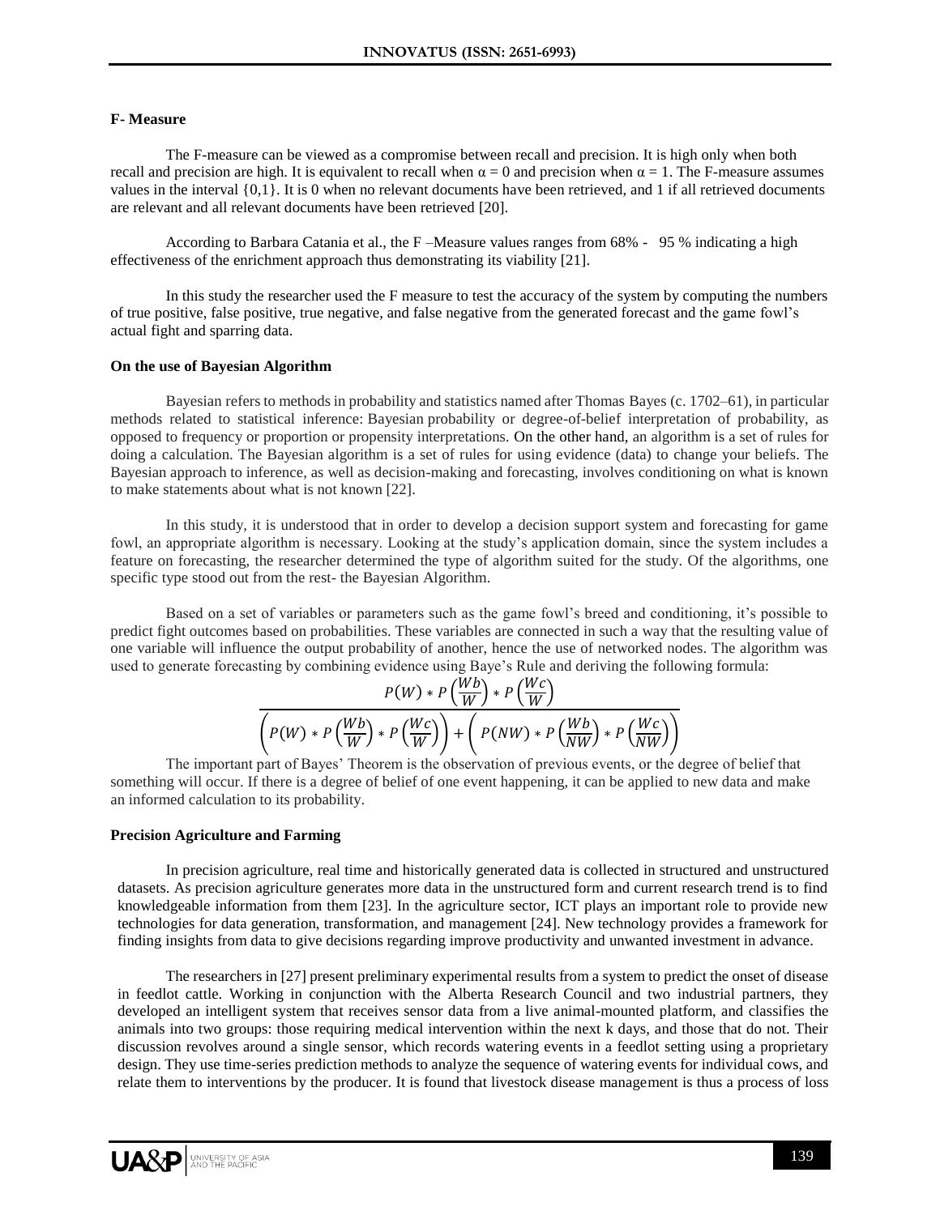#### F- Measure

The F-measure can be viewed as a compromise between recall and precision. It is high only when both recall and precision are high. It is equivalent to recall when $\alpha = 0$ and precision when $\alpha = 1$. The F-measure assumes values in the interval {0,1}. It is 0 when no relevant documents have been retrieved, and 1 if all retrieved documents are relevant and all relevant documents have been retrieved [20].

According to Barbara Catania et al., the F –Measure values ranges from 68% - 95 % indicating a high effectiveness of the enrichment approach thus demonstrating its viability [21].

In this study the researcher used the F measure to test the accuracy of the system by computing the numbers of true positive, false positive, true negative, and false negative from the generated forecast and the game fowl's actual fight and sparring data.

#### On the use of Bayesian Algorithm

Bayesian refers to methods in probability and statistics named after Thomas Bayes (c. 1702–61), in particular methods related to statistical inference: Bayesian probability or degree-of-belief interpretation of probability, as opposed to frequency or proportion or propensity interpretations. On the other hand, an algorithm is a set of rules for doing a calculation. The Bayesian algorithm is a set of rules for using evidence (data) to change your beliefs. The Bayesian approach to inference, as well as decision-making and forecasting, involves conditioning on what is known to make statements about what is not known [22].

In this study, it is understood that in order to develop a decision support system and forecasting for game fowl, an appropriate algorithm is necessary. Looking at the study's application domain, since the system includes a feature on forecasting, the researcher determined the type of algorithm suited for the study. Of the algorithms, one specific type stood out from the rest- the Bayesian Algorithm.

Based on a set of variables or parameters such as the game fowl's breed and conditioning, it's possible to predict fight outcomes based on probabilities. These variables are connected in such a way that the resulting value of one variable will influence the output probability of another, hence the use of networked nodes. The algorithm was used to generate forecasting by combining evidence using Baye's Rule and deriving the following formula:

$$\frac{P(W) * P\left(\frac{Wb}{W}\right) * P\left(\frac{Wc}{W}\right)}{\left(P(W) * P\left(\frac{Wb}{W}\right) * P\left(\frac{Wc}{W}\right)\right) + \left(P(NW) * P\left(\frac{Wb}{NW}\right) * P\left(\frac{Wc}{NW}\right)\right)}$$

The important part of Bayes' Theorem is the observation of previous events, or the degree of belief that something will occur. If there is a degree of belief of one event happening, it can be applied to new data and make an informed calculation to its probability.

#### Precision Agriculture and Farming

In precision agriculture, real time and historically generated data is collected in structured and unstructured datasets. As precision agriculture generates more data in the unstructured form and current research trend is to find knowledgeable information from them [23]. In the agriculture sector, ICT plays an important role to provide new technologies for data generation, transformation, and management [24]. New technology provides a framework for finding insights from data to give decisions regarding improve productivity and unwanted investment in advance.

The researchers in [27] present preliminary experimental results from a system to predict the onset of disease in feedlot cattle. Working in conjunction with the Alberta Research Council and two industrial partners, they developed an intelligent system that receives sensor data from a live animal-mounted platform, and classifies the animals into two groups: those requiring medical intervention within the next k days, and those that do not. Their discussion revolves around a single sensor, which records watering events in a feedlot setting using a proprietary design. They use time-series prediction methods to analyze the sequence of watering events for individual cows, and relate them to interventions by the producer. It is found that livestock disease management is thus a process of loss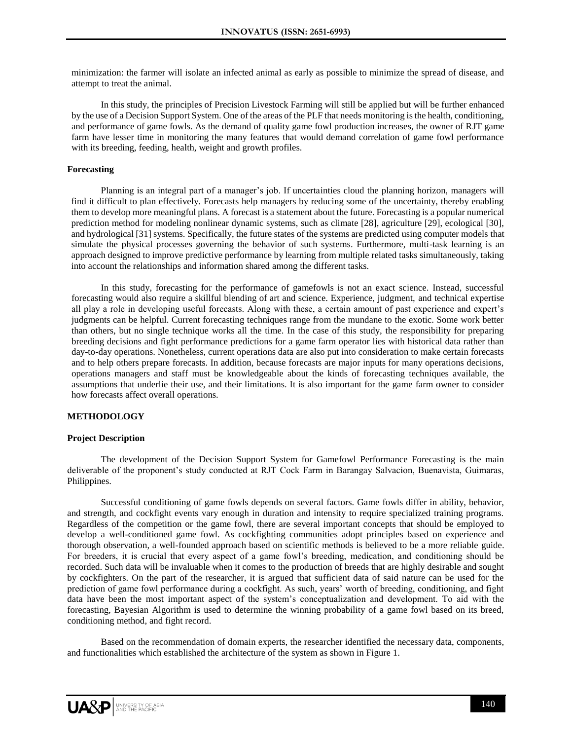minimization: the farmer will isolate an infected animal as early as possible to minimize the spread of disease, and attempt to treat the animal.

In this study, the principles of Precision Livestock Farming will still be applied but will be further enhanced by the use of a Decision Support System. One of the areas of the PLF that needs monitoring is the health, conditioning, and performance of game fowls. As the demand of quality game fowl production increases, the owner of RJT game farm have lesser time in monitoring the many features that would demand correlation of game fowl performance with its breeding, feeding, health, weight and growth profiles.

### Forecasting

Planning is an integral part of a manager's job. If uncertainties cloud the planning horizon, managers will find it difficult to plan effectively. Forecasts help managers by reducing some of the uncertainty, thereby enabling them to develop more meaningful plans. A forecast is a statement about the future. Forecasting is a popular numerical prediction method for modeling nonlinear dynamic systems, such as climate [28], agriculture [29], ecological [30], and hydrological [31] systems. Specifically, the future states of the systems are predicted using computer models that simulate the physical processes governing the behavior of such systems. Furthermore, multi-task learning is an approach designed to improve predictive performance by learning from multiple related tasks simultaneously, taking into account the relationships and information shared among the different tasks.

In this study, forecasting for the performance of gamefowls is not an exact science. Instead, successful forecasting would also require a skillful blending of art and science. Experience, judgment, and technical expertise all play a role in developing useful forecasts. Along with these, a certain amount of past experience and expert's judgments can be helpful. Current forecasting techniques range from the mundane to the exotic. Some work better than others, but no single technique works all the time. In the case of this study, the responsibility for preparing breeding decisions and fight performance predictions for a game farm operator lies with historical data rather than day-to-day operations. Nonetheless, current operations data are also put into consideration to make certain forecasts and to help others prepare forecasts. In addition, because forecasts are major inputs for many operations decisions, operations managers and staff must be knowledgeable about the kinds of forecasting techniques available, the assumptions that underlie their use, and their limitations. It is also important for the game farm owner to consider how forecasts affect overall operations.

## METHODOLOGY

### Project Description

The development of the Decision Support System for Gamefowl Performance Forecasting is the main deliverable of the proponent's study conducted at RJT Cock Farm in Barangay Salvacion, Buenavista, Guimaras, Philippines.

Successful conditioning of game fowls depends on several factors. Game fowls differ in ability, behavior, and strength, and cockfight events vary enough in duration and intensity to require specialized training programs. Regardless of the competition or the game fowl, there are several important concepts that should be employed to develop a well-conditioned game fowl. As cockfighting communities adopt principles based on experience and thorough observation, a well-founded approach based on scientific methods is believed to be a more reliable guide. For breeders, it is crucial that every aspect of a game fowl's breeding, medication, and conditioning should be recorded. Such data will be invaluable when it comes to the production of breeds that are highly desirable and sought by cockfighters. On the part of the researcher, it is argued that sufficient data of said nature can be used for the prediction of game fowl performance during a cockfight. As such, years' worth of breeding, conditioning, and fight data have been the most important aspect of the system's conceptualization and development. To aid with the forecasting, Bayesian Algorithm is used to determine the winning probability of a game fowl based on its breed, conditioning method, and fight record.

Based on the recommendation of domain experts, the researcher identified the necessary data, components, and functionalities which established the architecture of the system as shown in Figure 1.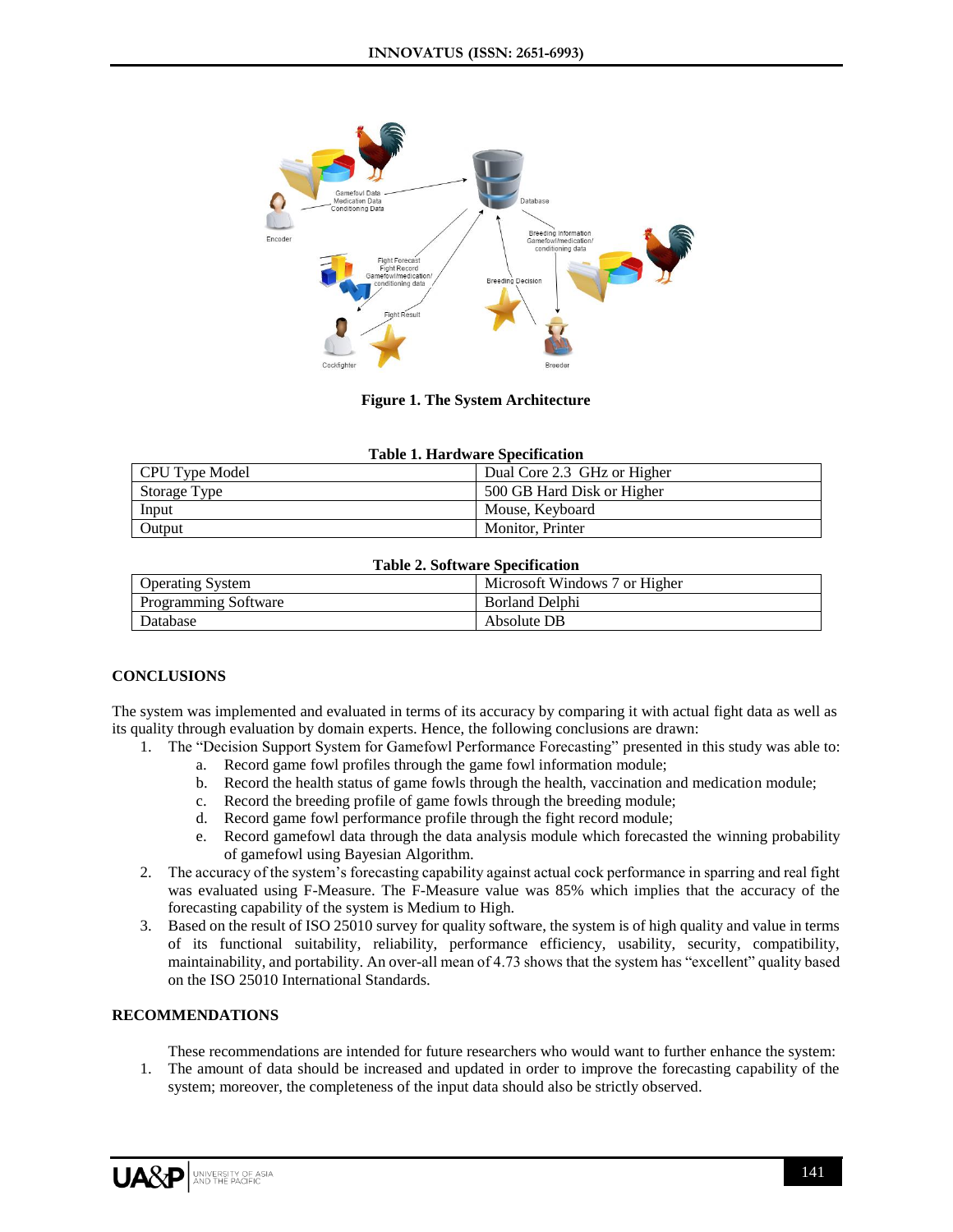**Figure 1. The System Architecture**

**Table 1. Hardware Specification**

| CPU Type Model | Dual Core 2.3 GHz or Higher |
|---|---|
| Storage Type | 500 GB Hard Disk or Higher |
| Input | Mouse, Keyboard |
| Output | Monitor, Printer |

**Table 2. Software Specification**

| Operating System | Microsoft Windows 7 or Higher |
|---|---|
| Programming Software | Borland Delphi |
| Database | Absolute DB |

## CONCLUSIONS

The system was implemented and evaluated in terms of its accuracy by comparing it with actual fight data as well as its quality through evaluation by domain experts. Hence, the following conclusions are drawn:

1. The "Decision Support System for Gamefowl Performance Forecasting" presented in this study was able to:
   a. Record game fowl profiles through the game fowl information module;
   b. Record the health status of game fowls through the health, vaccination and medication module;
   c. Record the breeding profile of game fowls through the breeding module;
   d. Record game fowl performance profile through the fight record module;
   e. Record gamefowl data through the data analysis module which forecasted the winning probability of gamefowl using Bayesian Algorithm.
2. The accuracy of the system's forecasting capability against actual cock performance in sparring and real fight was evaluated using F-Measure. The F-Measure value was 85% which implies that the accuracy of the forecasting capability of the system is Medium to High.
3. Based on the result of ISO 25010 survey for quality software, the system is of high quality and value in terms of its functional suitability, reliability, performance efficiency, usability, security, compatibility, maintainability, and portability. An over-all mean of 4.73 shows that the system has "excellent" quality based on the ISO 25010 International Standards.

## RECOMMENDATIONS

These recommendations are intended for future researchers who would want to further enhance the system:

1. The amount of data should be increased and updated in order to improve the forecasting capability of the system; moreover, the completeness of the input data should also be strictly observed.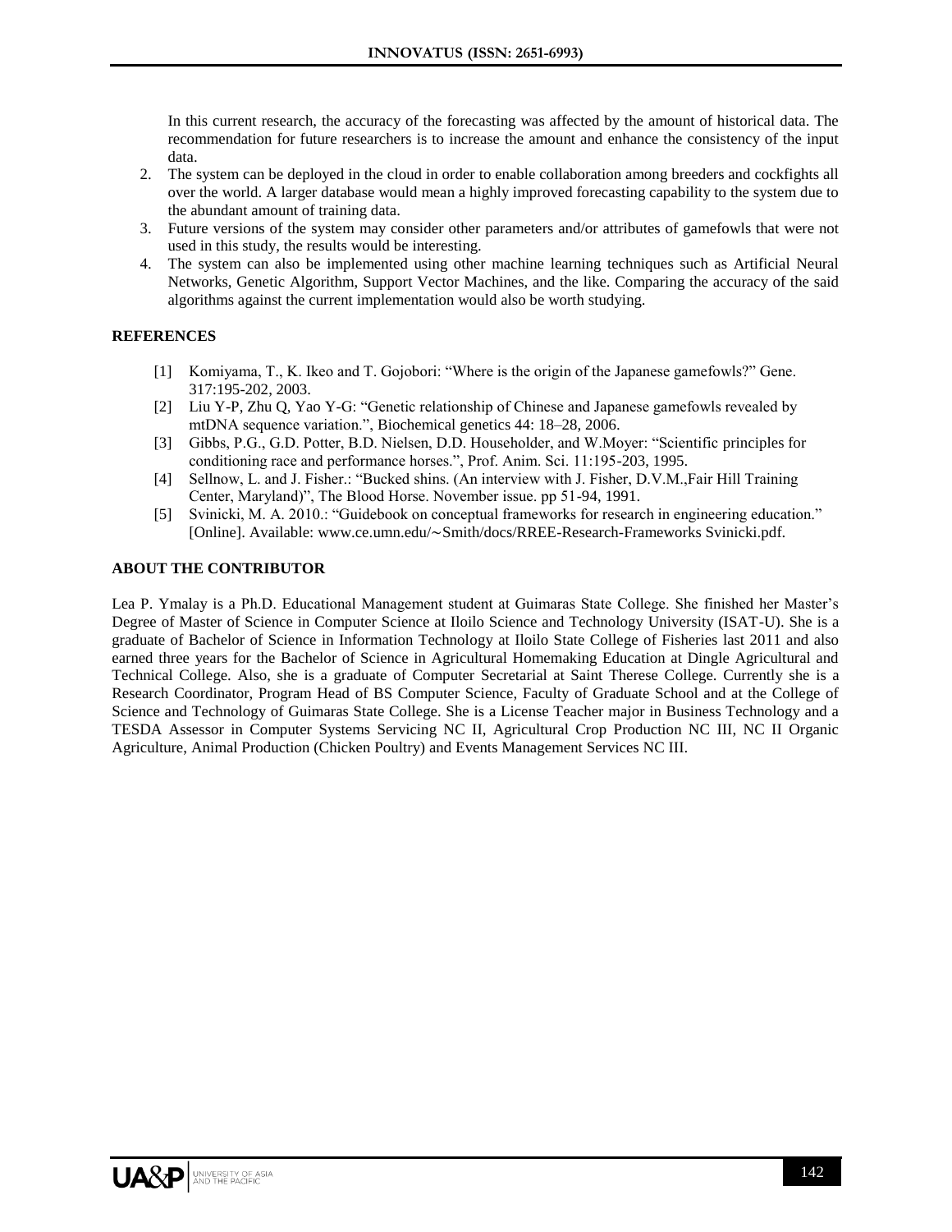In this current research, the accuracy of the forecasting was affected by the amount of historical data. The recommendation for future researchers is to increase the amount and enhance the consistency of the input data.

2. The system can be deployed in the cloud in order to enable collaboration among breeders and cockfights all over the world. A larger database would mean a highly improved forecasting capability to the system due to the abundant amount of training data.
3. Future versions of the system may consider other parameters and/or attributes of gamefowls that were not used in this study, the results would be interesting.
4. The system can also be implemented using other machine learning techniques such as Artificial Neural Networks, Genetic Algorithm, Support Vector Machines, and the like. Comparing the accuracy of the said algorithms against the current implementation would also be worth studying.

## REFERENCES

[1] Komiyama, T., K. Ikeo and T. Gojobori: "Where is the origin of the Japanese gamefowls?" Gene. 317:195-202, 2003.

[2] Liu Y-P, Zhu Q, Yao Y-G: "Genetic relationship of Chinese and Japanese gamefowls revealed by mtDNA sequence variation.", Biochemical genetics 44: 18–28, 2006.

[3] Gibbs, P.G., G.D. Potter, B.D. Nielsen, D.D. Householder, and W.Moyer: "Scientific principles for conditioning race and performance horses.", Prof. Anim. Sci. 11:195-203, 1995.

[4] Sellnow, L. and J. Fisher.: "Bucked shins. (An interview with J. Fisher, D.V.M.,Fair Hill Training Center, Maryland)", The Blood Horse. November issue. pp 51-94, 1991.

[5] Svinicki, M. A. 2010.: "Guidebook on conceptual frameworks for research in engineering education." [Online]. Available: www.ce.umn.edu/∼Smith/docs/RREE-Research-Frameworks Svinicki.pdf.

## ABOUT THE CONTRIBUTOR

Lea P. Ymalay is a Ph.D. Educational Management student at Guimaras State College. She finished her Master's Degree of Master of Science in Computer Science at Iloilo Science and Technology University (ISAT-U). She is a graduate of Bachelor of Science in Information Technology at Iloilo State College of Fisheries last 2011 and also earned three years for the Bachelor of Science in Agricultural Homemaking Education at Dingle Agricultural and Technical College. Also, she is a graduate of Computer Secretarial at Saint Therese College. Currently she is a Research Coordinator, Program Head of BS Computer Science, Faculty of Graduate School and at the College of Science and Technology of Guimaras State College. She is a License Teacher major in Business Technology and a TESDA Assessor in Computer Systems Servicing NC II, Agricultural Crop Production NC III, NC II Organic Agriculture, Animal Production (Chicken Poultry) and Events Management Services NC III.